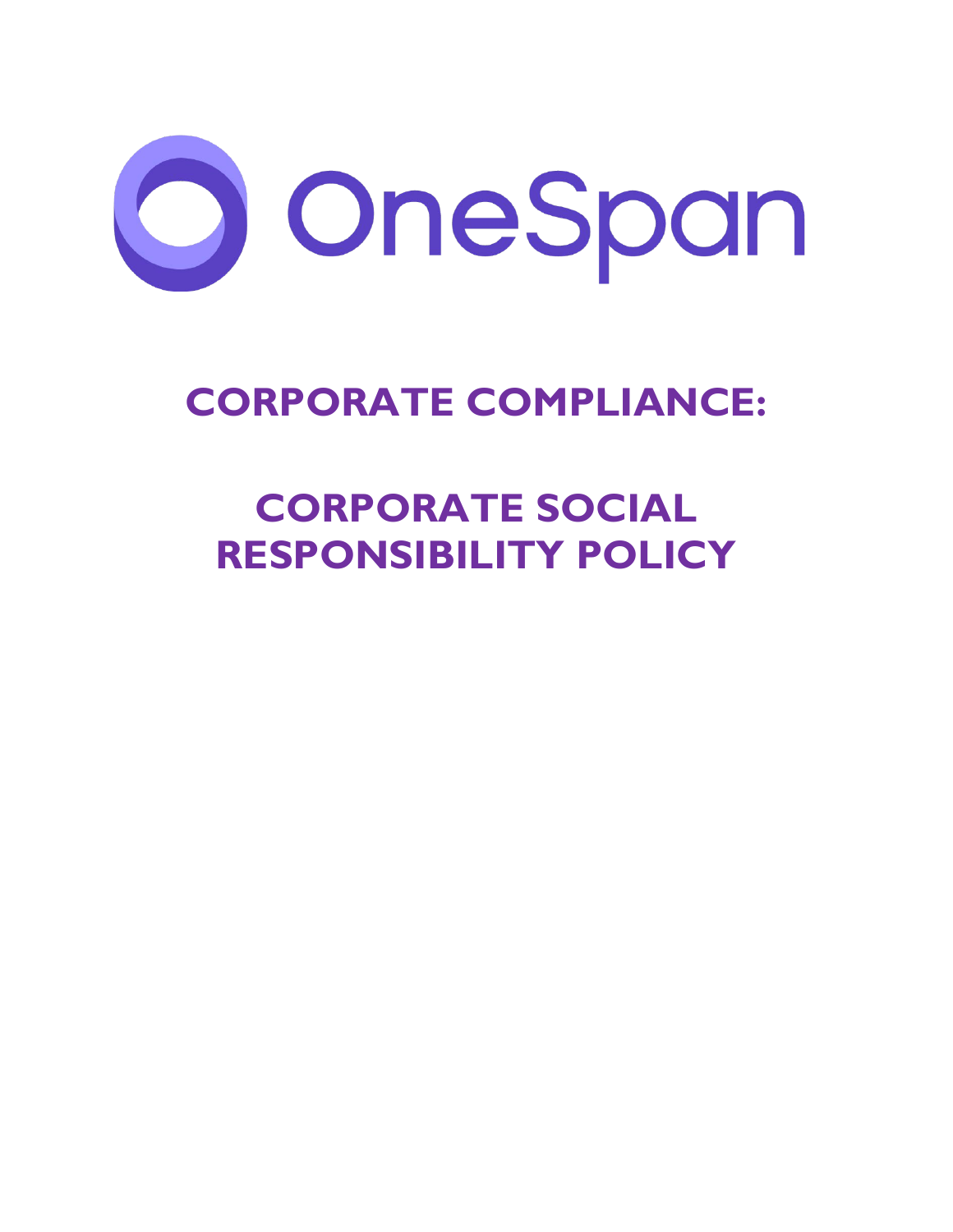OneSpan

# CORPORATE COMPLIANCE:

# CORPORATE SOCIAL RESPONSIBILITY POLICY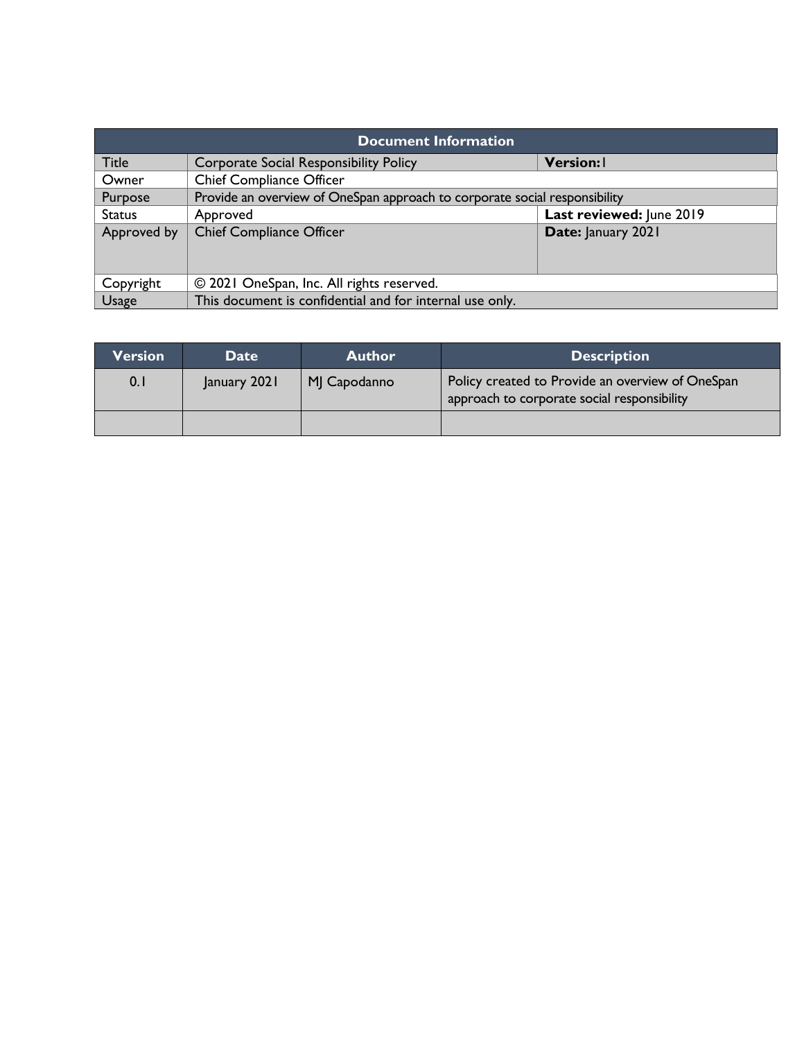| Document Information | | |
|---|---|---|
| Title | Corporate Social Responsibility Policy | **Version:** 1 |
| Owner | Chief Compliance Officer | |
| Purpose | Provide an overview of OneSpan approach to corporate social responsibility | |
| Status | Approved | **Last reviewed:** June 2019 |
| Approved by | Chief Compliance Officer | **Date:** January 2021 |
| Copyright | © 2021 OneSpan, Inc. All rights reserved. | |
| Usage | This document is confidential and for internal use only. | |

| Version | Date | Author | Description |
|---|---|---|---|
| 0.1 | January 2021 | MJ Capodanno | Policy created to Provide an overview of OneSpan approach to corporate social responsibility |
| | | | |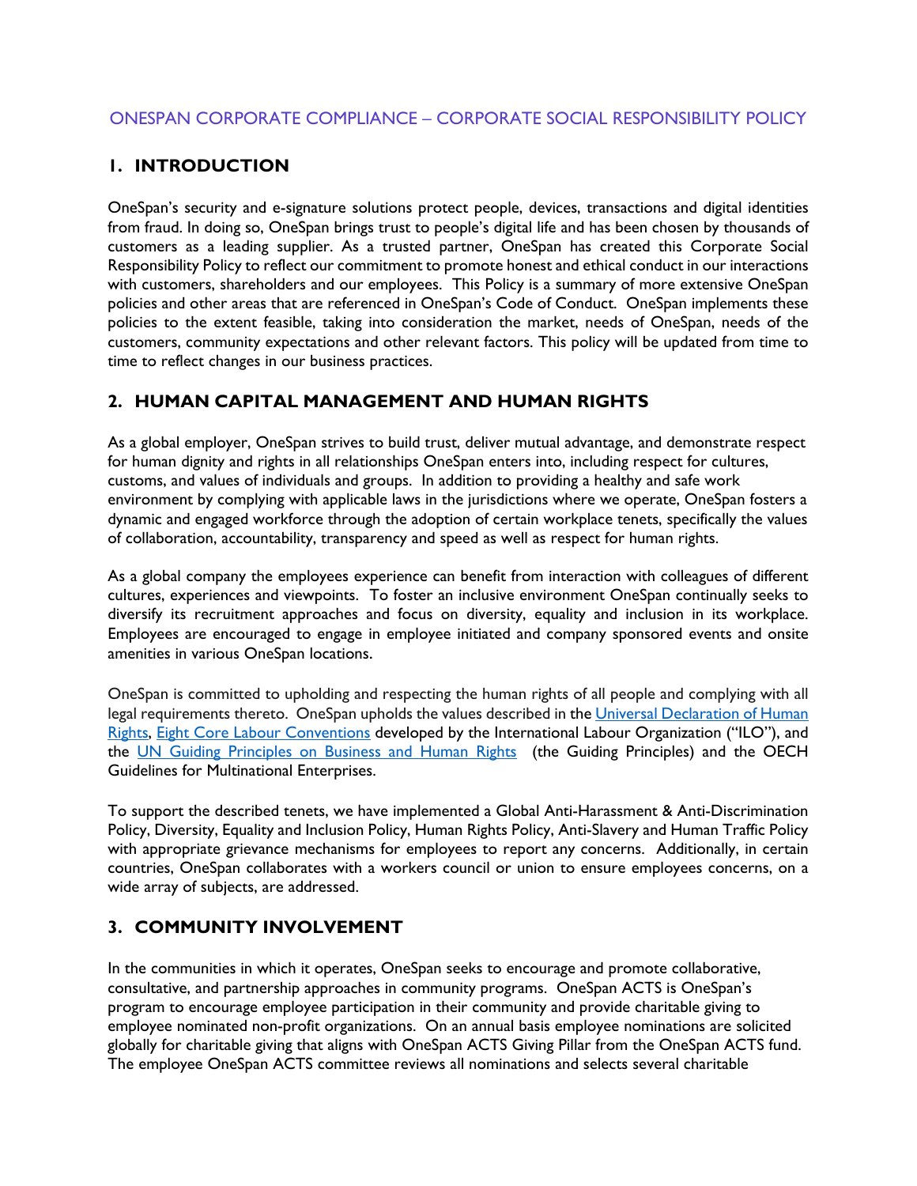ONESPAN CORPORATE COMPLIANCE – CORPORATE SOCIAL RESPONSIBILITY POLICY

## 1. INTRODUCTION

OneSpan's security and e-signature solutions protect people, devices, transactions and digital identities from fraud. In doing so, OneSpan brings trust to people's digital life and has been chosen by thousands of customers as a leading supplier. As a trusted partner, OneSpan has created this Corporate Social Responsibility Policy to reflect our commitment to promote honest and ethical conduct in our interactions with customers, shareholders and our employees. This Policy is a summary of more extensive OneSpan policies and other areas that are referenced in OneSpan's Code of Conduct. OneSpan implements these policies to the extent feasible, taking into consideration the market, needs of OneSpan, needs of the customers, community expectations and other relevant factors. This policy will be updated from time to time to reflect changes in our business practices.

## 2. HUMAN CAPITAL MANAGEMENT AND HUMAN RIGHTS

As a global employer, OneSpan strives to build trust, deliver mutual advantage, and demonstrate respect for human dignity and rights in all relationships OneSpan enters into, including respect for cultures, customs, and values of individuals and groups. In addition to providing a healthy and safe work environment by complying with applicable laws in the jurisdictions where we operate, OneSpan fosters a dynamic and engaged workforce through the adoption of certain workplace tenets, specifically the values of collaboration, accountability, transparency and speed as well as respect for human rights.

As a global company the employees experience can benefit from interaction with colleagues of different cultures, experiences and viewpoints. To foster an inclusive environment OneSpan continually seeks to diversify its recruitment approaches and focus on diversity, equality and inclusion in its workplace. Employees are encouraged to engage in employee initiated and company sponsored events and onsite amenities in various OneSpan locations.

OneSpan is committed to upholding and respecting the human rights of all people and complying with all legal requirements thereto. OneSpan upholds the values described in the Universal Declaration of Human Rights, Eight Core Labour Conventions developed by the International Labour Organization ("ILO"), and the UN Guiding Principles on Business and Human Rights (the Guiding Principles) and the OECH Guidelines for Multinational Enterprises.

To support the described tenets, we have implemented a Global Anti-Harassment & Anti-Discrimination Policy, Diversity, Equality and Inclusion Policy, Human Rights Policy, Anti-Slavery and Human Traffic Policy with appropriate grievance mechanisms for employees to report any concerns. Additionally, in certain countries, OneSpan collaborates with a workers council or union to ensure employees concerns, on a wide array of subjects, are addressed.

## 3. COMMUNITY INVOLVEMENT

In the communities in which it operates, OneSpan seeks to encourage and promote collaborative, consultative, and partnership approaches in community programs. OneSpan ACTS is OneSpan's program to encourage employee participation in their community and provide charitable giving to employee nominated non-profit organizations. On an annual basis employee nominations are solicited globally for charitable giving that aligns with OneSpan ACTS Giving Pillar from the OneSpan ACTS fund. The employee OneSpan ACTS committee reviews all nominations and selects several charitable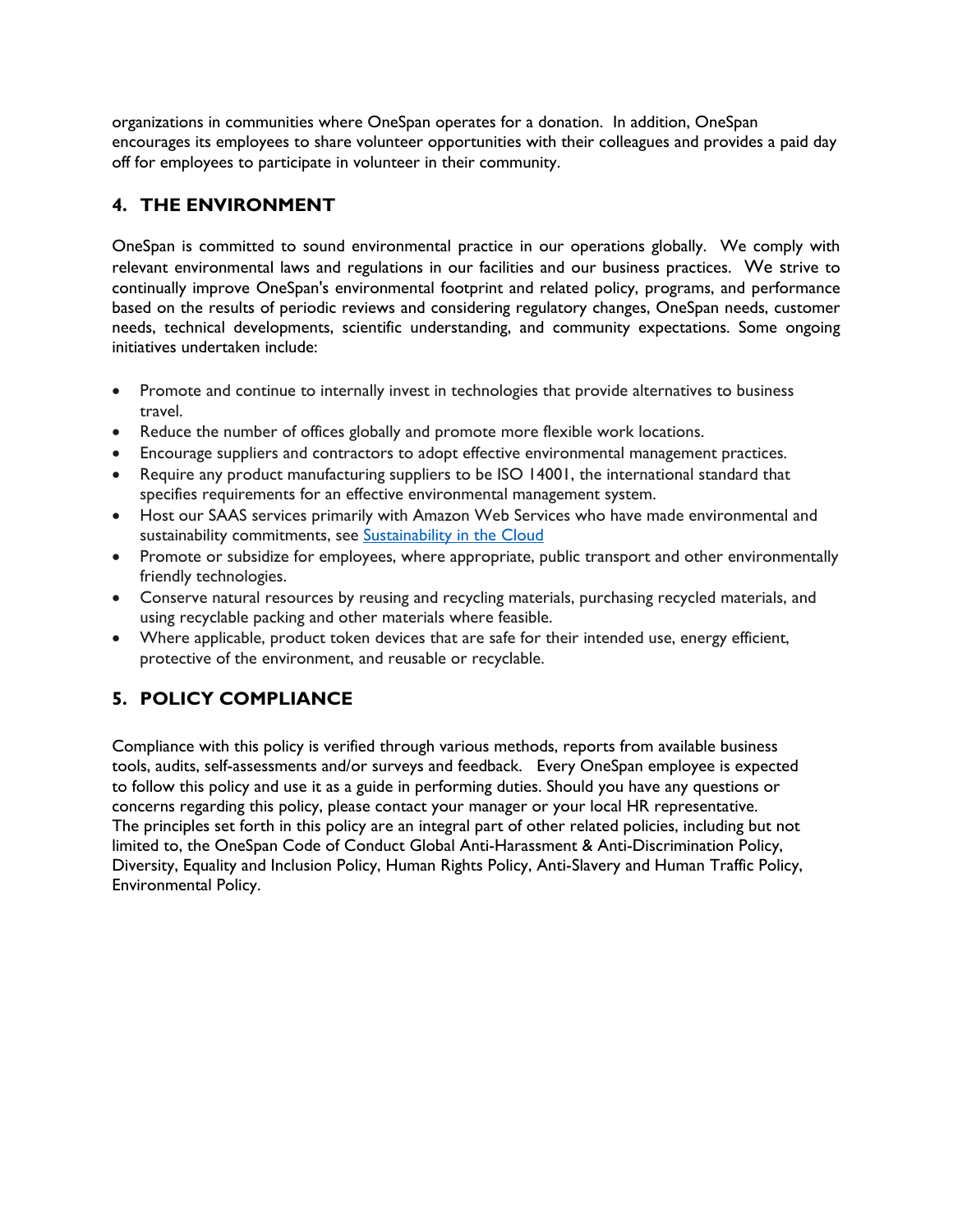organizations in communities where OneSpan operates for a donation. In addition, OneSpan encourages its employees to share volunteer opportunities with their colleagues and provides a paid day off for employees to participate in volunteer in their community.

## 4. THE ENVIRONMENT

OneSpan is committed to sound environmental practice in our operations globally. We comply with relevant environmental laws and regulations in our facilities and our business practices. We strive to continually improve OneSpan's environmental footprint and related policy, programs, and performance based on the results of periodic reviews and considering regulatory changes, OneSpan needs, customer needs, technical developments, scientific understanding, and community expectations. Some ongoing initiatives undertaken include:

- Promote and continue to internally invest in technologies that provide alternatives to business travel.
- Reduce the number of offices globally and promote more flexible work locations.
- Encourage suppliers and contractors to adopt effective environmental management practices.
- Require any product manufacturing suppliers to be ISO 14001, the international standard that specifies requirements for an effective environmental management system.
- Host our SAAS services primarily with Amazon Web Services who have made environmental and sustainability commitments, see Sustainability in the Cloud
- Promote or subsidize for employees, where appropriate, public transport and other environmentally friendly technologies.
- Conserve natural resources by reusing and recycling materials, purchasing recycled materials, and using recyclable packing and other materials where feasible.
- Where applicable, product token devices that are safe for their intended use, energy efficient, protective of the environment, and reusable or recyclable.

## 5. POLICY COMPLIANCE

Compliance with this policy is verified through various methods, reports from available business tools, audits, self-assessments and/or surveys and feedback. Every OneSpan employee is expected to follow this policy and use it as a guide in performing duties. Should you have any questions or concerns regarding this policy, please contact your manager or your local HR representative. The principles set forth in this policy are an integral part of other related policies, including but not limited to, the OneSpan Code of Conduct Global Anti-Harassment & Anti-Discrimination Policy, Diversity, Equality and Inclusion Policy, Human Rights Policy, Anti-Slavery and Human Traffic Policy, Environmental Policy.